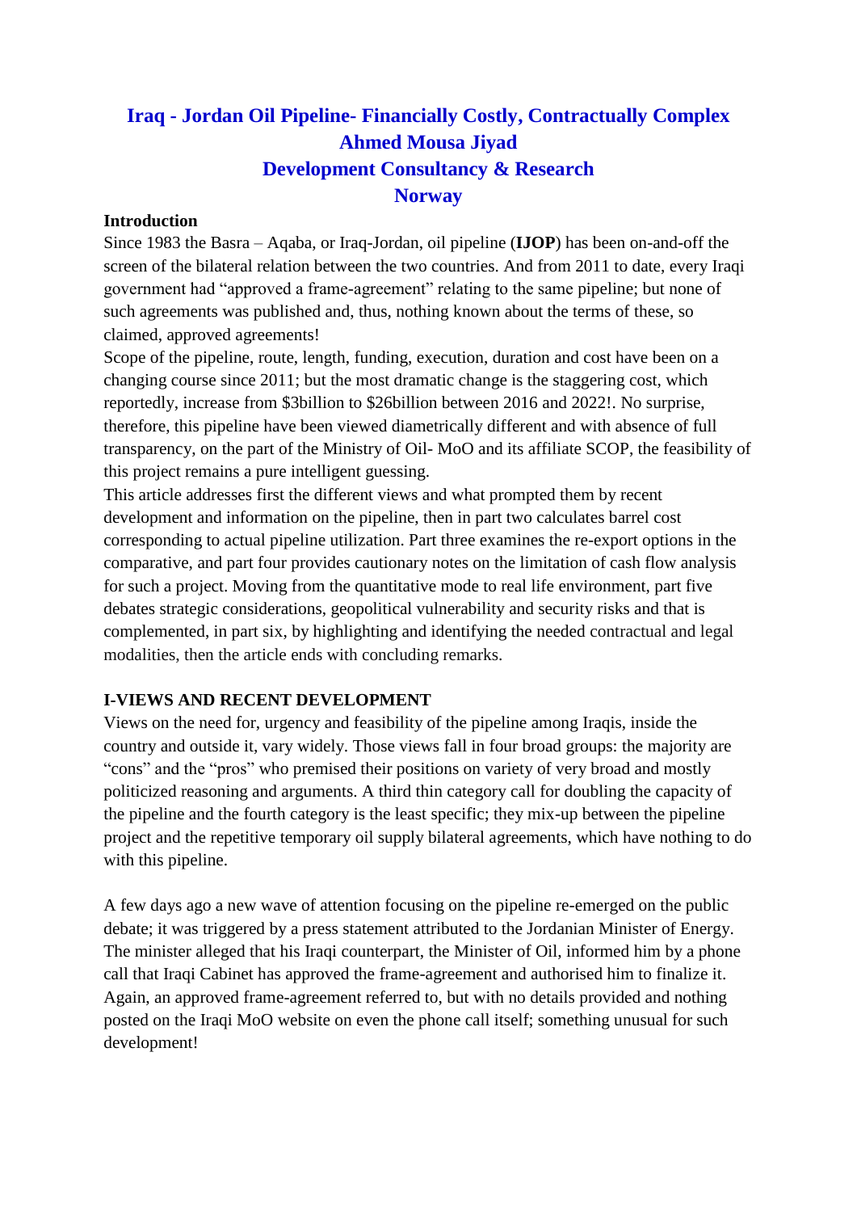# Iraq - Jordan Oil Pipeline- Financially Costly, Contractually Complex

**Ahmed Mousa Jiyad**

**Development Consultancy & Research**

**Norway**

## Introduction

Since 1983 the Basra – Aqaba, or Iraq-Jordan, oil pipeline (**IJOP**) has been on-and-off the screen of the bilateral relation between the two countries. And from 2011 to date, every Iraqi government had "approved a frame-agreement" relating to the same pipeline; but none of such agreements was published and, thus, nothing known about the terms of these, so claimed, approved agreements!

Scope of the pipeline, route, length, funding, execution, duration and cost have been on a changing course since 2011; but the most dramatic change is the staggering cost, which reportedly, increase from $3billion to $26billion between 2016 and 2022!. No surprise, therefore, this pipeline have been viewed diametrically different and with absence of full transparency, on the part of the Ministry of Oil- MoO and its affiliate SCOP, the feasibility of this project remains a pure intelligent guessing.

This article addresses first the different views and what prompted them by recent development and information on the pipeline, then in part two calculates barrel cost corresponding to actual pipeline utilization. Part three examines the re-export options in the comparative, and part four provides cautionary notes on the limitation of cash flow analysis for such a project. Moving from the quantitative mode to real life environment, part five debates strategic considerations, geopolitical vulnerability and security risks and that is complemented, in part six, by highlighting and identifying the needed contractual and legal modalities, then the article ends with concluding remarks.

## I-VIEWS AND RECENT DEVELOPMENT

Views on the need for, urgency and feasibility of the pipeline among Iraqis, inside the country and outside it, vary widely. Those views fall in four broad groups: the majority are "cons" and the "pros" who premised their positions on variety of very broad and mostly politicized reasoning and arguments. A third thin category call for doubling the capacity of the pipeline and the fourth category is the least specific; they mix-up between the pipeline project and the repetitive temporary oil supply bilateral agreements, which have nothing to do with this pipeline.

A few days ago a new wave of attention focusing on the pipeline re-emerged on the public debate; it was triggered by a press statement attributed to the Jordanian Minister of Energy. The minister alleged that his Iraqi counterpart, the Minister of Oil, informed him by a phone call that Iraqi Cabinet has approved the frame-agreement and authorised him to finalize it. Again, an approved frame-agreement referred to, but with no details provided and nothing posted on the Iraqi MoO website on even the phone call itself; something unusual for such development!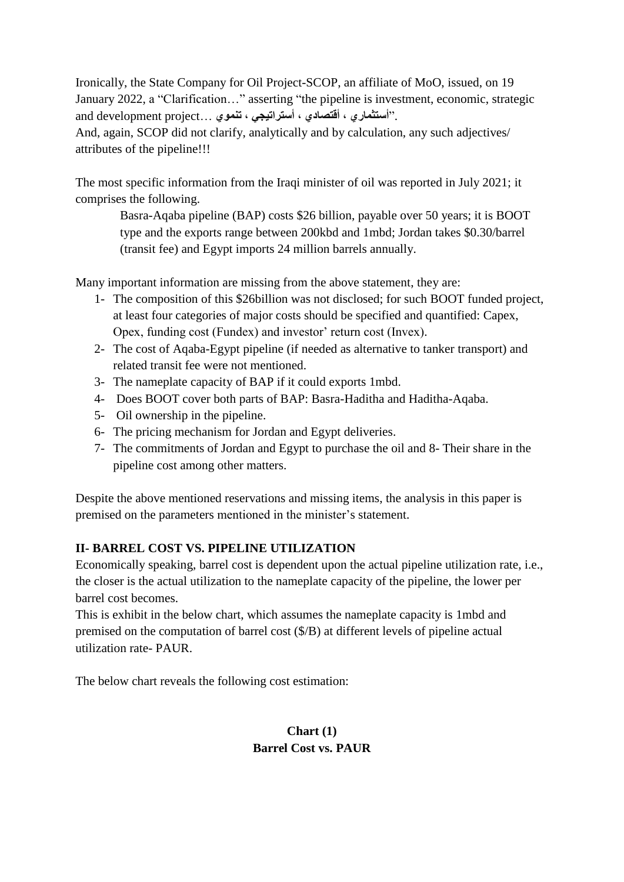Ironically, the State Company for Oil Project-SCOP, an affiliate of MoO, issued, on 19 January 2022, a "Clarification…" asserting "the pipeline is investment, economic, strategic and development project… أستثماري ، أقتصادي ، أستراتيجي ، تنموي".

And, again, SCOP did not clarify, analytically and by calculation, any such adjectives/ attributes of the pipeline!!!

The most specific information from the Iraqi minister of oil was reported in July 2021; it comprises the following.

> Basra-Aqaba pipeline (BAP) costs $26 billion, payable over 50 years; it is BOOT type and the exports range between 200kbd and 1mbd; Jordan takes $0.30/barrel (transit fee) and Egypt imports 24 million barrels annually.

Many important information are missing from the above statement, they are:

1- The composition of this $26billion was not disclosed; for such BOOT funded project, at least four categories of major costs should be specified and quantified: Capex, Opex, funding cost (Fundex) and investor' return cost (Invex).
2- The cost of Aqaba-Egypt pipeline (if needed as alternative to tanker transport) and related transit fee were not mentioned.
3- The nameplate capacity of BAP if it could exports 1mbd.
4- Does BOOT cover both parts of BAP: Basra-Haditha and Haditha-Aqaba.
5- Oil ownership in the pipeline.
6- The pricing mechanism for Jordan and Egypt deliveries.
7- The commitments of Jordan and Egypt to purchase the oil and 8- Their share in the pipeline cost among other matters.

Despite the above mentioned reservations and missing items, the analysis in this paper is premised on the parameters mentioned in the minister's statement.

## II- BARREL COST VS. PIPELINE UTILIZATION

Economically speaking, barrel cost is dependent upon the actual pipeline utilization rate, i.e., the closer is the actual utilization to the nameplate capacity of the pipeline, the lower per barrel cost becomes.

This is exhibit in the below chart, which assumes the nameplate capacity is 1mbd and premised on the computation of barrel cost ($/B) at different levels of pipeline actual utilization rate- PAUR.

The below chart reveals the following cost estimation:

**Chart (1)**
**Barrel Cost vs. PAUR**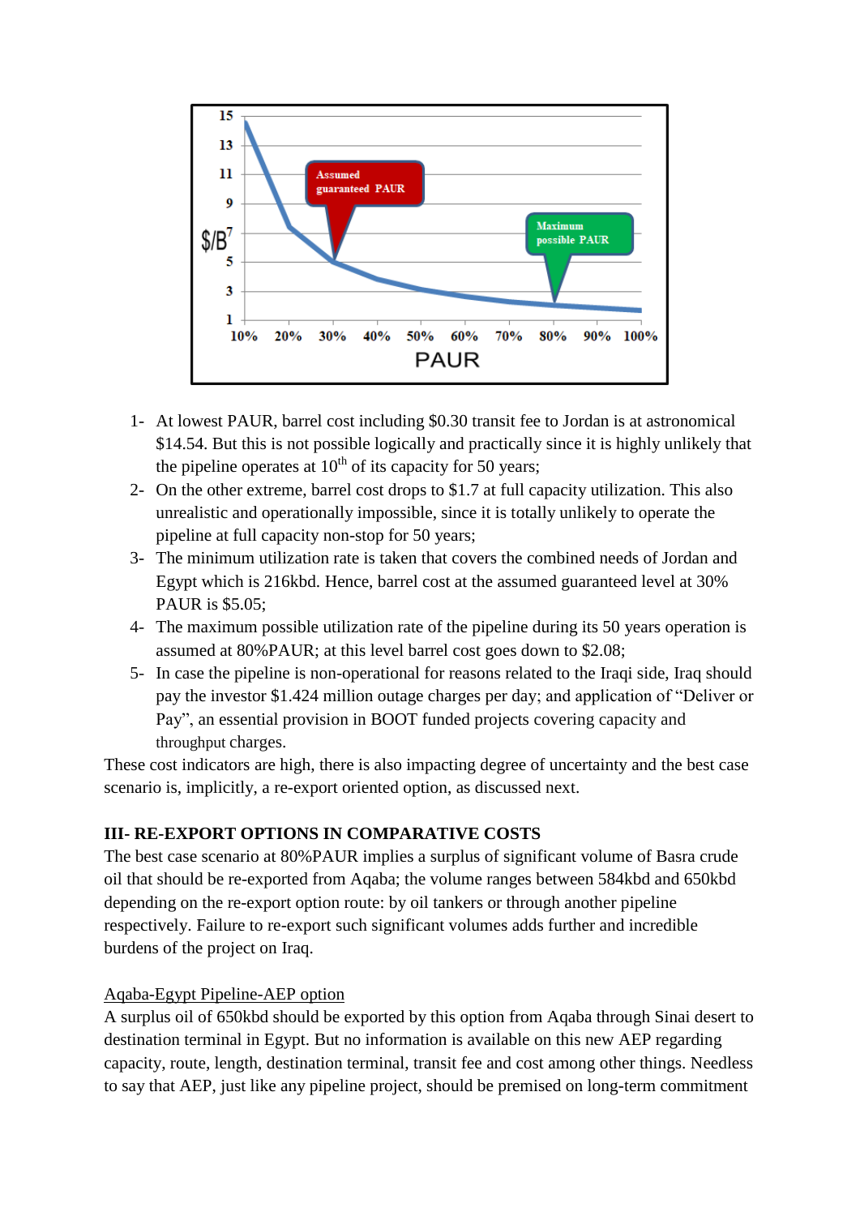1- At lowest PAUR, barrel cost including $0.30 transit fee to Jordan is at astronomical $14.54. But this is not possible logically and practically since it is highly unlikely that the pipeline operates at 10th of its capacity for 50 years;
2- On the other extreme, barrel cost drops to $1.7 at full capacity utilization. This also unrealistic and operationally impossible, since it is totally unlikely to operate the pipeline at full capacity non-stop for 50 years;
3- The minimum utilization rate is taken that covers the combined needs of Jordan and Egypt which is 216kbd. Hence, barrel cost at the assumed guaranteed level at 30% PAUR is $5.05;
4- The maximum possible utilization rate of the pipeline during its 50 years operation is assumed at 80%PAUR; at this level barrel cost goes down to $2.08;
5- In case the pipeline is non-operational for reasons related to the Iraqi side, Iraq should pay the investor $1.424 million outage charges per day; and application of "Deliver or Pay", an essential provision in BOOT funded projects covering capacity and throughput charges.

These cost indicators are high, there is also impacting degree of uncertainty and the best case scenario is, implicitly, a re-export oriented option, as discussed next.

**III- RE-EXPORT OPTIONS IN COMPARATIVE COSTS**

The best case scenario at 80%PAUR implies a surplus of significant volume of Basra crude oil that should be re-exported from Aqaba; the volume ranges between 584kbd and 650kbd depending on the re-export option route: by oil tankers or through another pipeline respectively. Failure to re-export such significant volumes adds further and incredible burdens of the project on Iraq.

Aqaba-Egypt Pipeline-AEP option

A surplus oil of 650kbd should be exported by this option from Aqaba through Sinai desert to destination terminal in Egypt. But no information is available on this new AEP regarding capacity, route, length, destination terminal, transit fee and cost among other things. Needless to say that AEP, just like any pipeline project, should be premised on long-term commitment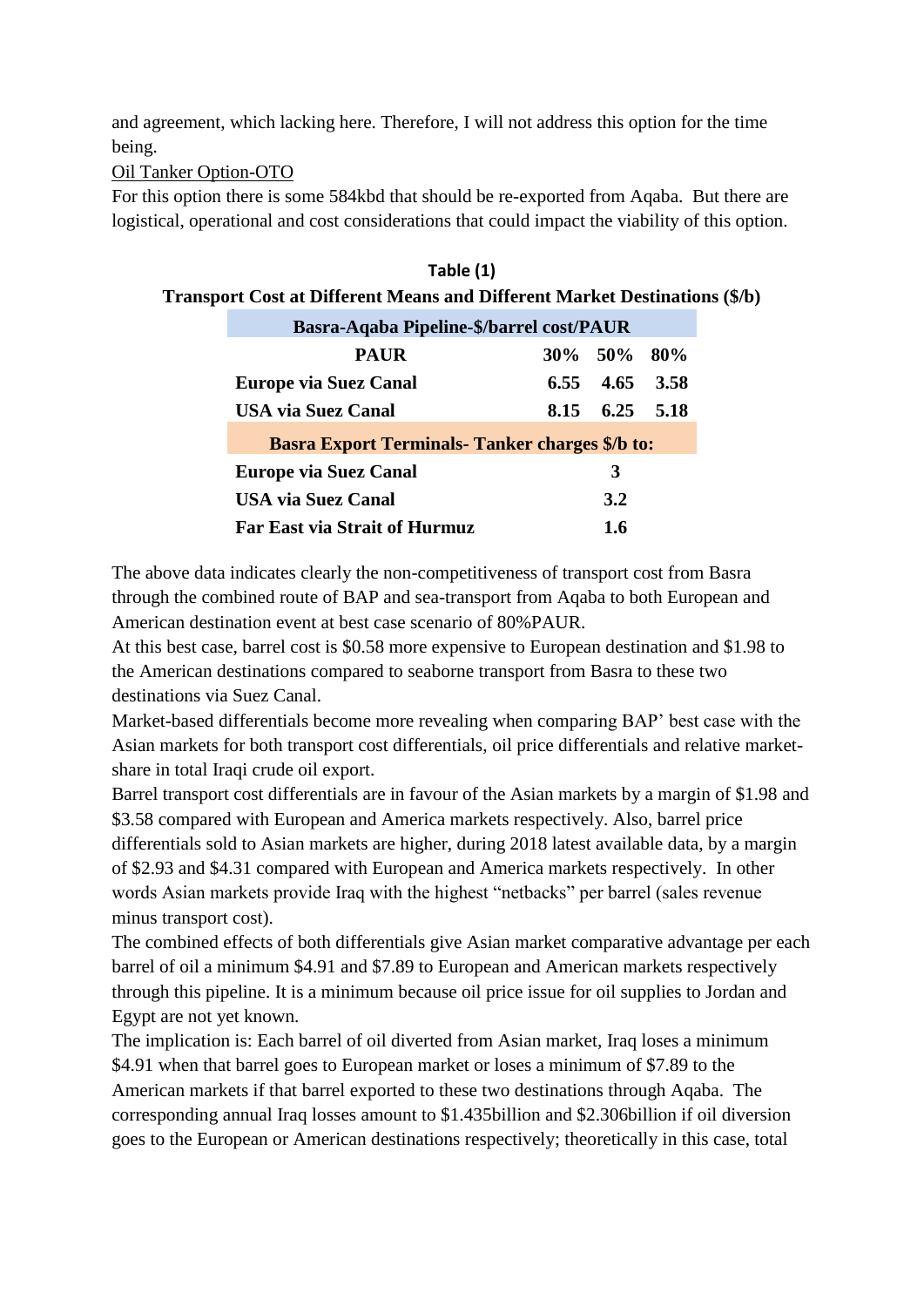and agreement, which lacking here. Therefore, I will not address this option for the time being.

<u>Oil Tanker Option-OTO</u>

For this option there is some 584kbd that should be re-exported from Aqaba. But there are logistical, operational and cost considerations that could impact the viability of this option.

**Table (1)**

**Transport Cost at Different Means and Different Market Destinations ($/b)**

| **Basra-Aqaba Pipeline-$/barrel cost/PAUR** | | | |
|---|---|---|---|
| **PAUR** | **30%** | **50%** | **80%** |
| **Europe via Suez Canal** | **6.55** | **4.65** | **3.58** |
| **USA via Suez Canal** | **8.15** | **6.25** | **5.18** |
| **Basra Export Terminals- Tanker charges $/b to:** | | | |
| **Europe via Suez Canal** | | **3** | |
| **USA via Suez Canal** | | **3.2** | |
| **Far East via Strait of Hurmuz** | | **1.6** | |

The above data indicates clearly the non-competitiveness of transport cost from Basra through the combined route of BAP and sea-transport from Aqaba to both European and American destination event at best case scenario of 80%PAUR.

At this best case, barrel cost is $0.58 more expensive to European destination and $1.98 to the American destinations compared to seaborne transport from Basra to these two destinations via Suez Canal.

Market-based differentials become more revealing when comparing BAP' best case with the Asian markets for both transport cost differentials, oil price differentials and relative market-share in total Iraqi crude oil export.

Barrel transport cost differentials are in favour of the Asian markets by a margin of $1.98 and $3.58 compared with European and America markets respectively. Also, barrel price differentials sold to Asian markets are higher, during 2018 latest available data, by a margin of $2.93 and $4.31 compared with European and America markets respectively. In other words Asian markets provide Iraq with the highest "netbacks" per barrel (sales revenue minus transport cost).

The combined effects of both differentials give Asian market comparative advantage per each barrel of oil a minimum $4.91 and $7.89 to European and American markets respectively through this pipeline. It is a minimum because oil price issue for oil supplies to Jordan and Egypt are not yet known.

The implication is: Each barrel of oil diverted from Asian market, Iraq loses a minimum $4.91 when that barrel goes to European market or loses a minimum of $7.89 to the American markets if that barrel exported to these two destinations through Aqaba. The corresponding annual Iraq losses amount to $1.435billion and $2.306billion if oil diversion goes to the European or American destinations respectively; theoretically in this case, total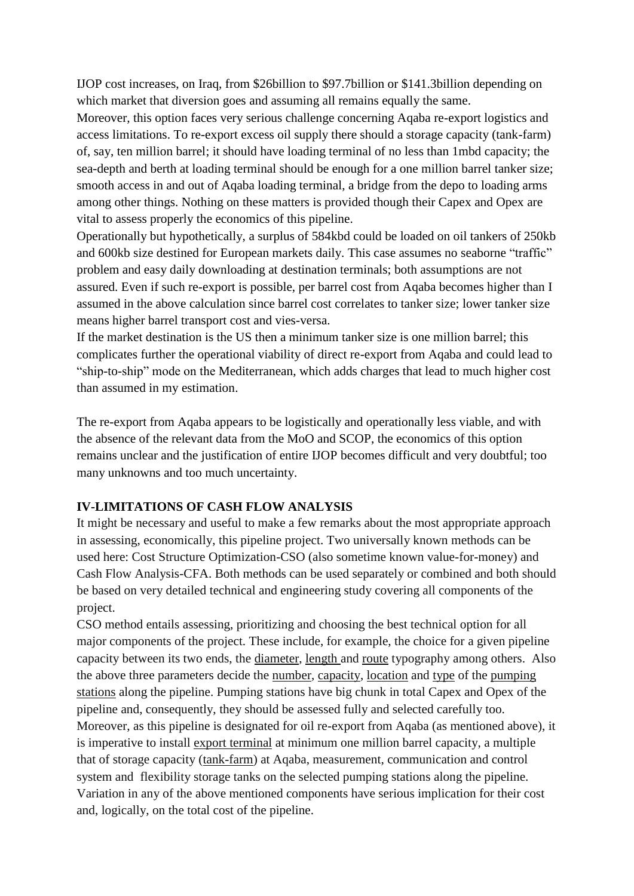IJOP cost increases, on Iraq, from \$26billion to \$97.7billion or \$141.3billion depending on which market that diversion goes and assuming all remains equally the same.

Moreover, this option faces very serious challenge concerning Aqaba re-export logistics and access limitations. To re-export excess oil supply there should a storage capacity (tank-farm) of, say, ten million barrel; it should have loading terminal of no less than 1mbd capacity; the sea-depth and berth at loading terminal should be enough for a one million barrel tanker size; smooth access in and out of Aqaba loading terminal, a bridge from the depo to loading arms among other things. Nothing on these matters is provided though their Capex and Opex are vital to assess properly the economics of this pipeline.

Operationally but hypothetically, a surplus of 584kbd could be loaded on oil tankers of 250kb and 600kb size destined for European markets daily. This case assumes no seaborne "traffic" problem and easy daily downloading at destination terminals; both assumptions are not assured. Even if such re-export is possible, per barrel cost from Aqaba becomes higher than I assumed in the above calculation since barrel cost correlates to tanker size; lower tanker size means higher barrel transport cost and vies-versa.

If the market destination is the US then a minimum tanker size is one million barrel; this complicates further the operational viability of direct re-export from Aqaba and could lead to "ship-to-ship" mode on the Mediterranean, which adds charges that lead to much higher cost than assumed in my estimation.

The re-export from Aqaba appears to be logistically and operationally less viable, and with the absence of the relevant data from the MoO and SCOP, the economics of this option remains unclear and the justification of entire IJOP becomes difficult and very doubtful; too many unknowns and too much uncertainty.

## IV-LIMITATIONS OF CASH FLOW ANALYSIS

It might be necessary and useful to make a few remarks about the most appropriate approach in assessing, economically, this pipeline project. Two universally known methods can be used here: Cost Structure Optimization-CSO (also sometime known value-for-money) and Cash Flow Analysis-CFA. Both methods can be used separately or combined and both should be based on very detailed technical and engineering study covering all components of the project.

CSO method entails assessing, prioritizing and choosing the best technical option for all major components of the project. These include, for example, the choice for a given pipeline capacity between its two ends, the <u>diameter</u>, <u>length</u> and <u>route</u> typography among others. Also the above three parameters decide the <u>number</u>, <u>capacity</u>, <u>location</u> and <u>type</u> of the <u>pumping stations</u> along the pipeline. Pumping stations have big chunk in total Capex and Opex of the pipeline and, consequently, they should be assessed fully and selected carefully too.

Moreover, as this pipeline is designated for oil re-export from Aqaba (as mentioned above), it is imperative to install <u>export terminal</u> at minimum one million barrel capacity, a multiple that of storage capacity (<u>tank-farm</u>) at Aqaba, measurement, communication and control system and flexibility storage tanks on the selected pumping stations along the pipeline. Variation in any of the above mentioned components have serious implication for their cost and, logically, on the total cost of the pipeline.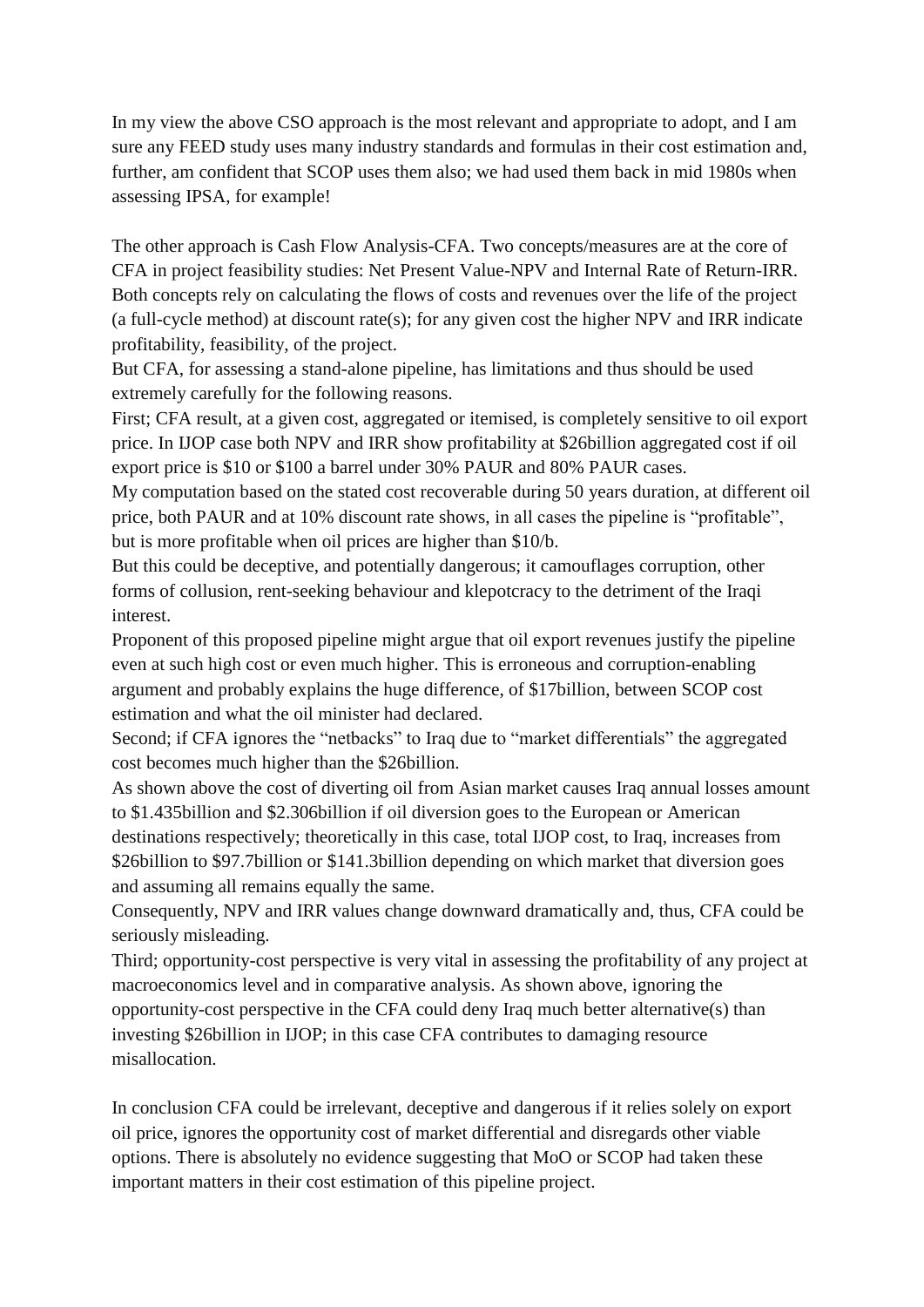In my view the above CSO approach is the most relevant and appropriate to adopt, and I am sure any FEED study uses many industry standards and formulas in their cost estimation and, further, am confident that SCOP uses them also; we had used them back in mid 1980s when assessing IPSA, for example!

The other approach is Cash Flow Analysis-CFA. Two concepts/measures are at the core of CFA in project feasibility studies: Net Present Value-NPV and Internal Rate of Return-IRR. Both concepts rely on calculating the flows of costs and revenues over the life of the project (a full-cycle method) at discount rate(s); for any given cost the higher NPV and IRR indicate profitability, feasibility, of the project.
But CFA, for assessing a stand-alone pipeline, has limitations and thus should be used extremely carefully for the following reasons.
First; CFA result, at a given cost, aggregated or itemised, is completely sensitive to oil export price. In IJOP case both NPV and IRR show profitability at $26billion aggregated cost if oil export price is $10 or $100 a barrel under 30% PAUR and 80% PAUR cases.
My computation based on the stated cost recoverable during 50 years duration, at different oil price, both PAUR and at 10% discount rate shows, in all cases the pipeline is "profitable", but is more profitable when oil prices are higher than $10/b.
But this could be deceptive, and potentially dangerous; it camouflages corruption, other forms of collusion, rent-seeking behaviour and klepotcracy to the detriment of the Iraqi interest.
Proponent of this proposed pipeline might argue that oil export revenues justify the pipeline even at such high cost or even much higher. This is erroneous and corruption-enabling argument and probably explains the huge difference, of $17billion, between SCOP cost estimation and what the oil minister had declared.
Second; if CFA ignores the "netbacks" to Iraq due to "market differentials" the aggregated cost becomes much higher than the $26billion.
As shown above the cost of diverting oil from Asian market causes Iraq annual losses amount to $1.435billion and $2.306billion if oil diversion goes to the European or American destinations respectively; theoretically in this case, total IJOP cost, to Iraq, increases from $26billion to $97.7billion or $141.3billion depending on which market that diversion goes and assuming all remains equally the same.
Consequently, NPV and IRR values change downward dramatically and, thus, CFA could be seriously misleading.
Third; opportunity-cost perspective is very vital in assessing the profitability of any project at macroeconomics level and in comparative analysis. As shown above, ignoring the opportunity-cost perspective in the CFA could deny Iraq much better alternative(s) than investing $26billion in IJOP; in this case CFA contributes to damaging resource misallocation.

In conclusion CFA could be irrelevant, deceptive and dangerous if it relies solely on export oil price, ignores the opportunity cost of market differential and disregards other viable options. There is absolutely no evidence suggesting that MoO or SCOP had taken these important matters in their cost estimation of this pipeline project.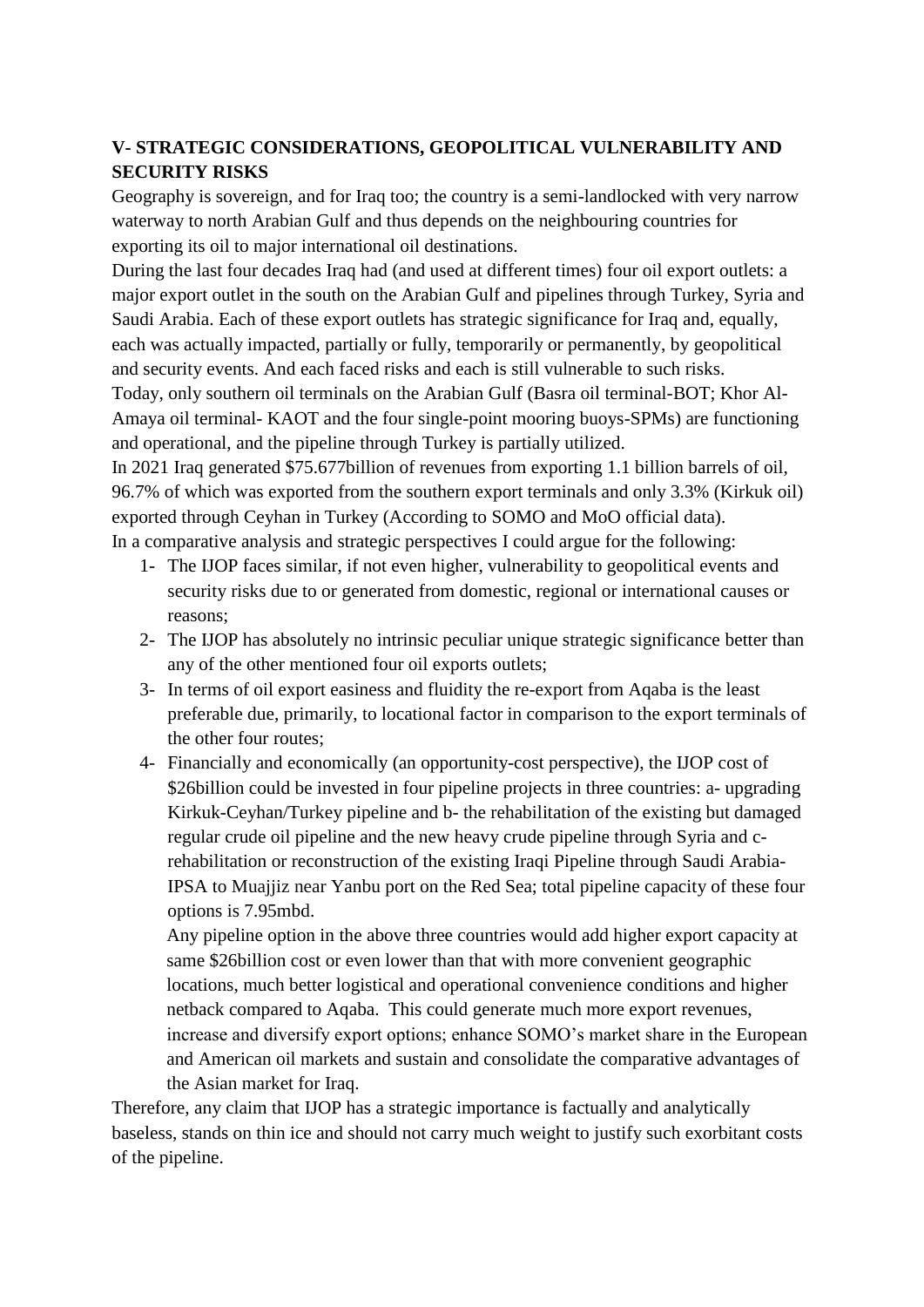## V- STRATEGIC CONSIDERATIONS, GEOPOLITICAL VULNERABILITY AND SECURITY RISKS

Geography is sovereign, and for Iraq too; the country is a semi-landlocked with very narrow waterway to north Arabian Gulf and thus depends on the neighbouring countries for exporting its oil to major international oil destinations.

During the last four decades Iraq had (and used at different times) four oil export outlets: a major export outlet in the south on the Arabian Gulf and pipelines through Turkey, Syria and Saudi Arabia. Each of these export outlets has strategic significance for Iraq and, equally, each was actually impacted, partially or fully, temporarily or permanently, by geopolitical and security events. And each faced risks and each is still vulnerable to such risks.

Today, only southern oil terminals on the Arabian Gulf (Basra oil terminal-BOT; Khor Al-Amaya oil terminal- KAOT and the four single-point mooring buoys-SPMs) are functioning and operational, and the pipeline through Turkey is partially utilized.

In 2021 Iraq generated $75.677billion of revenues from exporting 1.1 billion barrels of oil, 96.7% of which was exported from the southern export terminals and only 3.3% (Kirkuk oil) exported through Ceyhan in Turkey (According to SOMO and MoO official data).

In a comparative analysis and strategic perspectives I could argue for the following:

1- The IJOP faces similar, if not even higher, vulnerability to geopolitical events and security risks due to or generated from domestic, regional or international causes or reasons;
2- The IJOP has absolutely no intrinsic peculiar unique strategic significance better than any of the other mentioned four oil exports outlets;
3- In terms of oil export easiness and fluidity the re-export from Aqaba is the least preferable due, primarily, to locational factor in comparison to the export terminals of the other four routes;
4- Financially and economically (an opportunity-cost perspective), the IJOP cost of $26billion could be invested in four pipeline projects in three countries: a- upgrading Kirkuk-Ceyhan/Turkey pipeline and b- the rehabilitation of the existing but damaged regular crude oil pipeline and the new heavy crude pipeline through Syria and c- rehabilitation or reconstruction of the existing Iraqi Pipeline through Saudi Arabia-IPSA to Muajjiz near Yanbu port on the Red Sea; total pipeline capacity of these four options is 7.95mbd.

   Any pipeline option in the above three countries would add higher export capacity at same $26billion cost or even lower than that with more convenient geographic locations, much better logistical and operational convenience conditions and higher netback compared to Aqaba. This could generate much more export revenues, increase and diversify export options; enhance SOMO's market share in the European and American oil markets and sustain and consolidate the comparative advantages of the Asian market for Iraq.

Therefore, any claim that IJOP has a strategic importance is factually and analytically baseless, stands on thin ice and should not carry much weight to justify such exorbitant costs of the pipeline.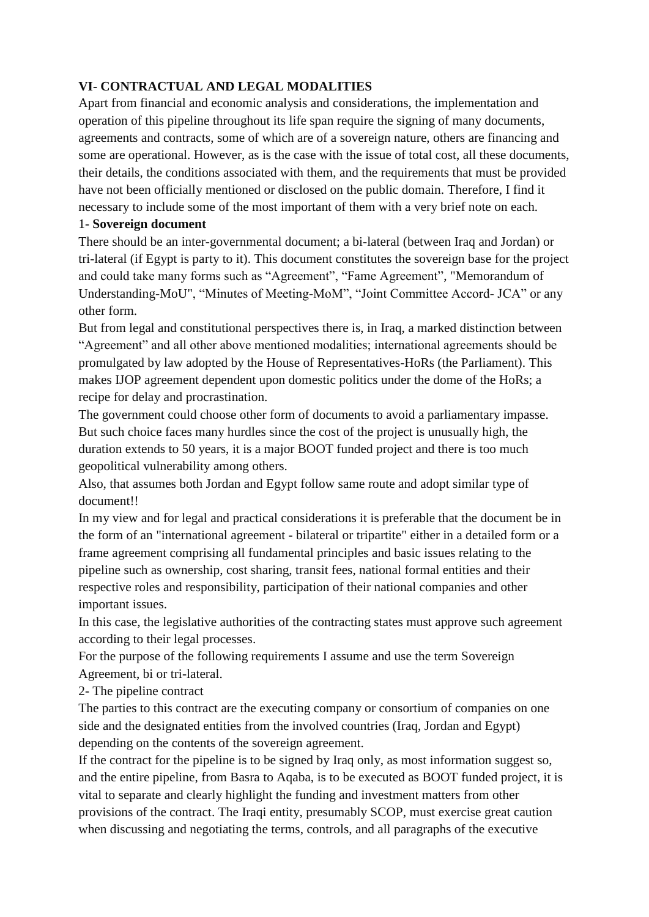## VI- CONTRACTUAL AND LEGAL MODALITIES

Apart from financial and economic analysis and considerations, the implementation and operation of this pipeline throughout its life span require the signing of many documents, agreements and contracts, some of which are of a sovereign nature, others are financing and some are operational. However, as is the case with the issue of total cost, all these documents, their details, the conditions associated with them, and the requirements that must be provided have not been officially mentioned or disclosed on the public domain. Therefore, I find it necessary to include some of the most important of them with a very brief note on each.

1- **Sovereign document**

There should be an inter-governmental document; a bi-lateral (between Iraq and Jordan) or tri-lateral (if Egypt is party to it). This document constitutes the sovereign base for the project and could take many forms such as "Agreement", "Fame Agreement", "Memorandum of Understanding-MoU", "Minutes of Meeting-MoM", "Joint Committee Accord- JCA" or any other form.

But from legal and constitutional perspectives there is, in Iraq, a marked distinction between "Agreement" and all other above mentioned modalities; international agreements should be promulgated by law adopted by the House of Representatives-HoRs (the Parliament). This makes IJOP agreement dependent upon domestic politics under the dome of the HoRs; a recipe for delay and procrastination.

The government could choose other form of documents to avoid a parliamentary impasse. But such choice faces many hurdles since the cost of the project is unusually high, the duration extends to 50 years, it is a major BOOT funded project and there is too much geopolitical vulnerability among others.

Also, that assumes both Jordan and Egypt follow same route and adopt similar type of document!!

In my view and for legal and practical considerations it is preferable that the document be in the form of an "international agreement - bilateral or tripartite" either in a detailed form or a frame agreement comprising all fundamental principles and basic issues relating to the pipeline such as ownership, cost sharing, transit fees, national formal entities and their respective roles and responsibility, participation of their national companies and other important issues.

In this case, the legislative authorities of the contracting states must approve such agreement according to their legal processes.

For the purpose of the following requirements I assume and use the term Sovereign Agreement, bi or tri-lateral.

2- The pipeline contract

The parties to this contract are the executing company or consortium of companies on one side and the designated entities from the involved countries (Iraq, Jordan and Egypt) depending on the contents of the sovereign agreement.

If the contract for the pipeline is to be signed by Iraq only, as most information suggest so, and the entire pipeline, from Basra to Aqaba, is to be executed as BOOT funded project, it is vital to separate and clearly highlight the funding and investment matters from other provisions of the contract. The Iraqi entity, presumably SCOP, must exercise great caution when discussing and negotiating the terms, controls, and all paragraphs of the executive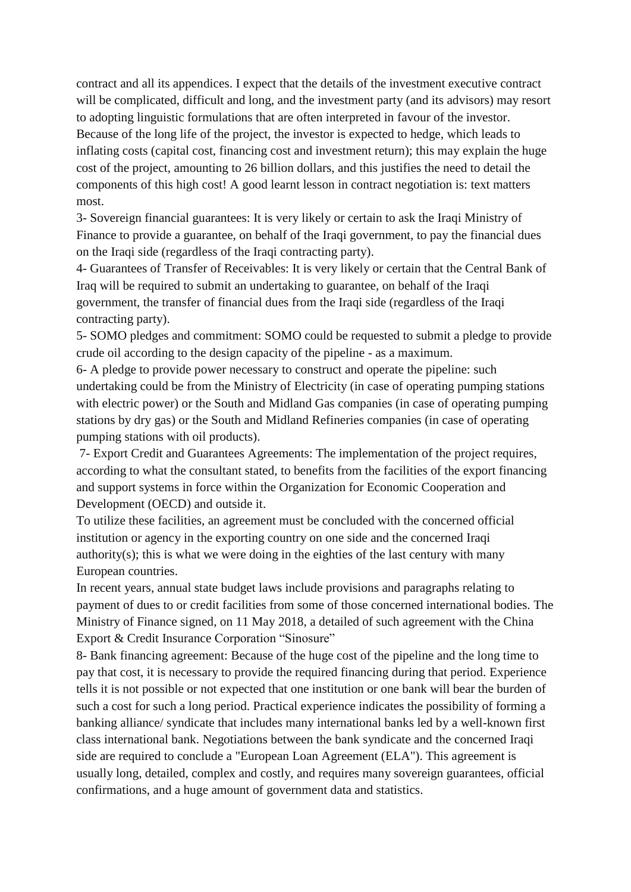contract and all its appendices. I expect that the details of the investment executive contract will be complicated, difficult and long, and the investment party (and its advisors) may resort to adopting linguistic formulations that are often interpreted in favour of the investor. Because of the long life of the project, the investor is expected to hedge, which leads to inflating costs (capital cost, financing cost and investment return); this may explain the huge cost of the project, amounting to 26 billion dollars, and this justifies the need to detail the components of this high cost! A good learnt lesson in contract negotiation is: text matters most.

3- Sovereign financial guarantees: It is very likely or certain to ask the Iraqi Ministry of Finance to provide a guarantee, on behalf of the Iraqi government, to pay the financial dues on the Iraqi side (regardless of the Iraqi contracting party).

4- Guarantees of Transfer of Receivables: It is very likely or certain that the Central Bank of Iraq will be required to submit an undertaking to guarantee, on behalf of the Iraqi government, the transfer of financial dues from the Iraqi side (regardless of the Iraqi contracting party).

5- SOMO pledges and commitment: SOMO could be requested to submit a pledge to provide crude oil according to the design capacity of the pipeline - as a maximum.

6- A pledge to provide power necessary to construct and operate the pipeline: such undertaking could be from the Ministry of Electricity (in case of operating pumping stations with electric power) or the South and Midland Gas companies (in case of operating pumping stations by dry gas) or the South and Midland Refineries companies (in case of operating pumping stations with oil products).

7- Export Credit and Guarantees Agreements: The implementation of the project requires, according to what the consultant stated, to benefits from the facilities of the export financing and support systems in force within the Organization for Economic Cooperation and Development (OECD) and outside it.

To utilize these facilities, an agreement must be concluded with the concerned official institution or agency in the exporting country on one side and the concerned Iraqi authority(s); this is what we were doing in the eighties of the last century with many European countries.

In recent years, annual state budget laws include provisions and paragraphs relating to payment of dues to or credit facilities from some of those concerned international bodies. The Ministry of Finance signed, on 11 May 2018, a detailed of such agreement with the China Export & Credit Insurance Corporation "Sinosure"

8- Bank financing agreement: Because of the huge cost of the pipeline and the long time to pay that cost, it is necessary to provide the required financing during that period. Experience tells it is not possible or not expected that one institution or one bank will bear the burden of such a cost for such a long period. Practical experience indicates the possibility of forming a banking alliance/ syndicate that includes many international banks led by a well-known first class international bank. Negotiations between the bank syndicate and the concerned Iraqi side are required to conclude a "European Loan Agreement (ELA"). This agreement is usually long, detailed, complex and costly, and requires many sovereign guarantees, official confirmations, and a huge amount of government data and statistics.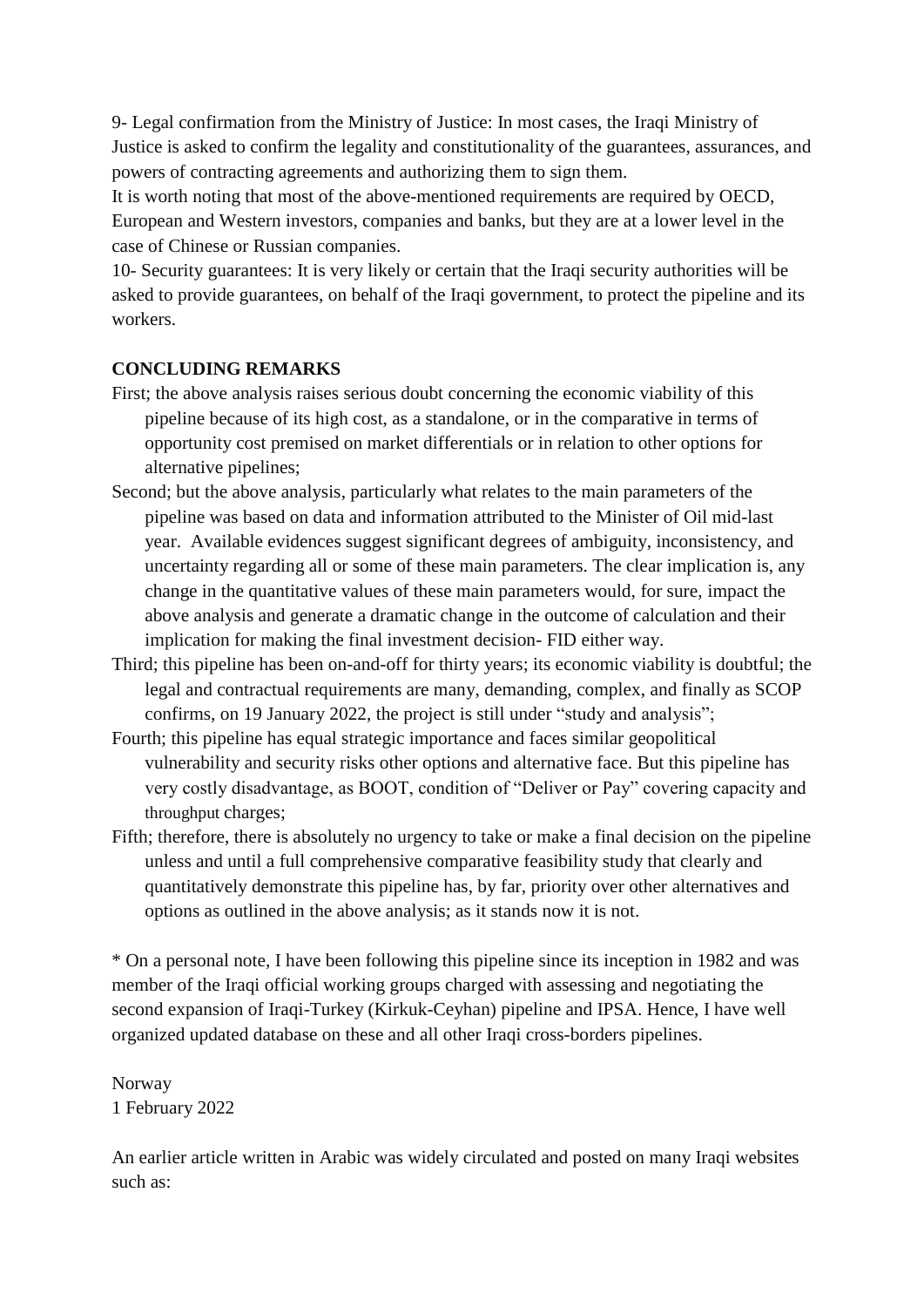9- Legal confirmation from the Ministry of Justice: In most cases, the Iraqi Ministry of Justice is asked to confirm the legality and constitutionality of the guarantees, assurances, and powers of contracting agreements and authorizing them to sign them.

It is worth noting that most of the above-mentioned requirements are required by OECD, European and Western investors, companies and banks, but they are at a lower level in the case of Chinese or Russian companies.

10- Security guarantees: It is very likely or certain that the Iraqi security authorities will be asked to provide guarantees, on behalf of the Iraqi government, to protect the pipeline and its workers.

**CONCLUDING REMARKS**

First; the above analysis raises serious doubt concerning the economic viability of this pipeline because of its high cost, as a standalone, or in the comparative in terms of opportunity cost premised on market differentials or in relation to other options for alternative pipelines;

Second; but the above analysis, particularly what relates to the main parameters of the pipeline was based on data and information attributed to the Minister of Oil mid-last year. Available evidences suggest significant degrees of ambiguity, inconsistency, and uncertainty regarding all or some of these main parameters. The clear implication is, any change in the quantitative values of these main parameters would, for sure, impact the above analysis and generate a dramatic change in the outcome of calculation and their implication for making the final investment decision- FID either way.

Third; this pipeline has been on-and-off for thirty years; its economic viability is doubtful; the legal and contractual requirements are many, demanding, complex, and finally as SCOP confirms, on 19 January 2022, the project is still under "study and analysis";

Fourth; this pipeline has equal strategic importance and faces similar geopolitical vulnerability and security risks other options and alternative face. But this pipeline has very costly disadvantage, as BOOT, condition of "Deliver or Pay" covering capacity and throughput charges;

Fifth; therefore, there is absolutely no urgency to take or make a final decision on the pipeline unless and until a full comprehensive comparative feasibility study that clearly and quantitatively demonstrate this pipeline has, by far, priority over other alternatives and options as outlined in the above analysis; as it stands now it is not.

* On a personal note, I have been following this pipeline since its inception in 1982 and was member of the Iraqi official working groups charged with assessing and negotiating the second expansion of Iraqi-Turkey (Kirkuk-Ceyhan) pipeline and IPSA. Hence, I have well organized updated database on these and all other Iraqi cross-borders pipelines.

Norway
1 February 2022

An earlier article written in Arabic was widely circulated and posted on many Iraqi websites such as: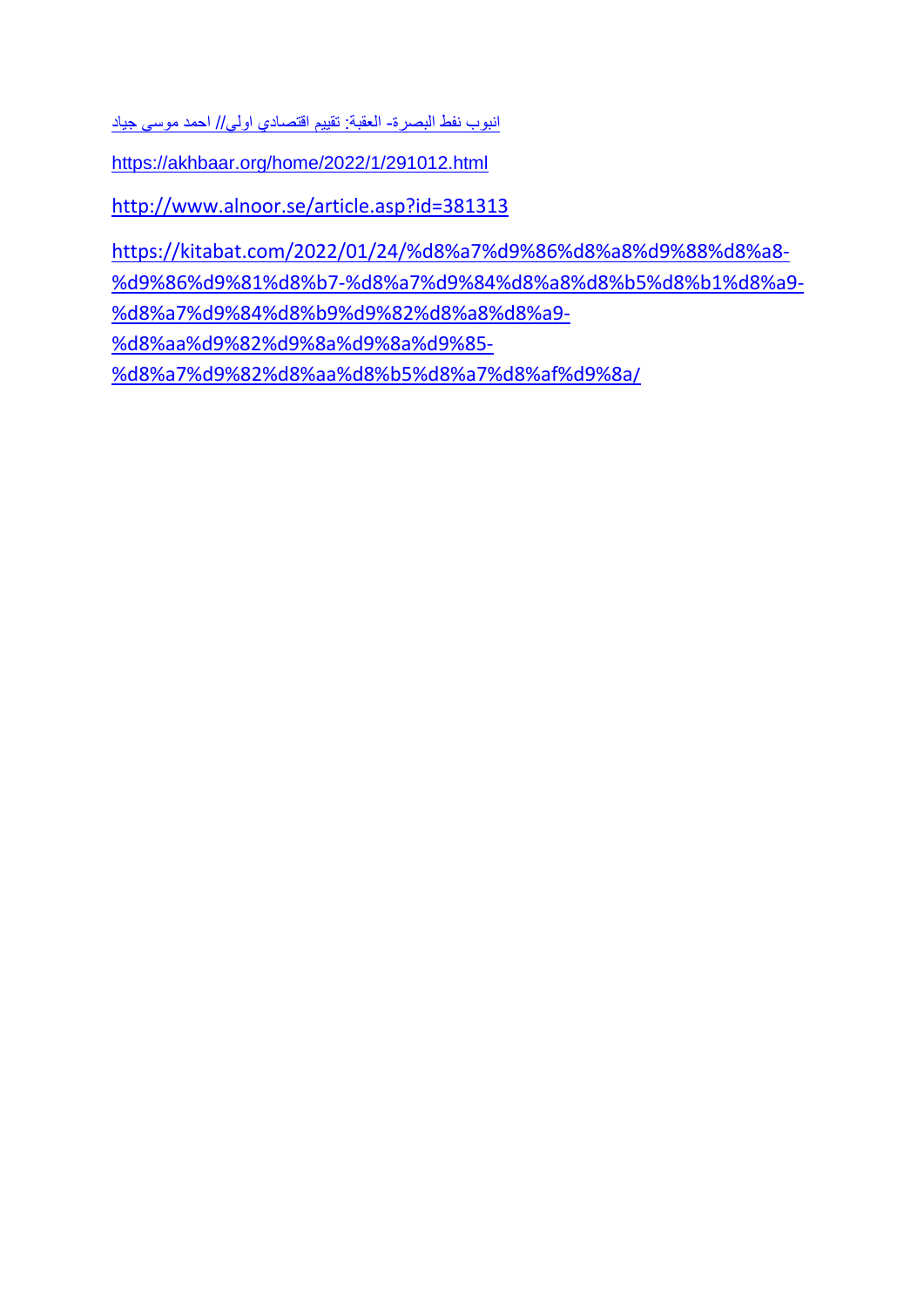انبوب نفط البصرة- العقبة: تقييم اقتصادي اولي// احمد موسى جياد

https://akhbaar.org/home/2022/1/291012.html

http://www.alnoor.se/article.asp?id=381313

https://kitabat.com/2022/01/24/%d8%a7%d9%86%d8%a8%d9%88%d8%a8-%d9%86%d9%81%d8%b7-%d8%a7%d9%84%d8%a8%d8%b5%d8%b1%d8%a9-%d8%a7%d9%84%d8%b9%d9%82%d8%a8%d8%a9-%d8%aa%d9%82%d9%8a%d9%8a%d9%85-%d8%a7%d9%82%d8%aa%d8%b5%d8%a7%d8%af%d9%8a/